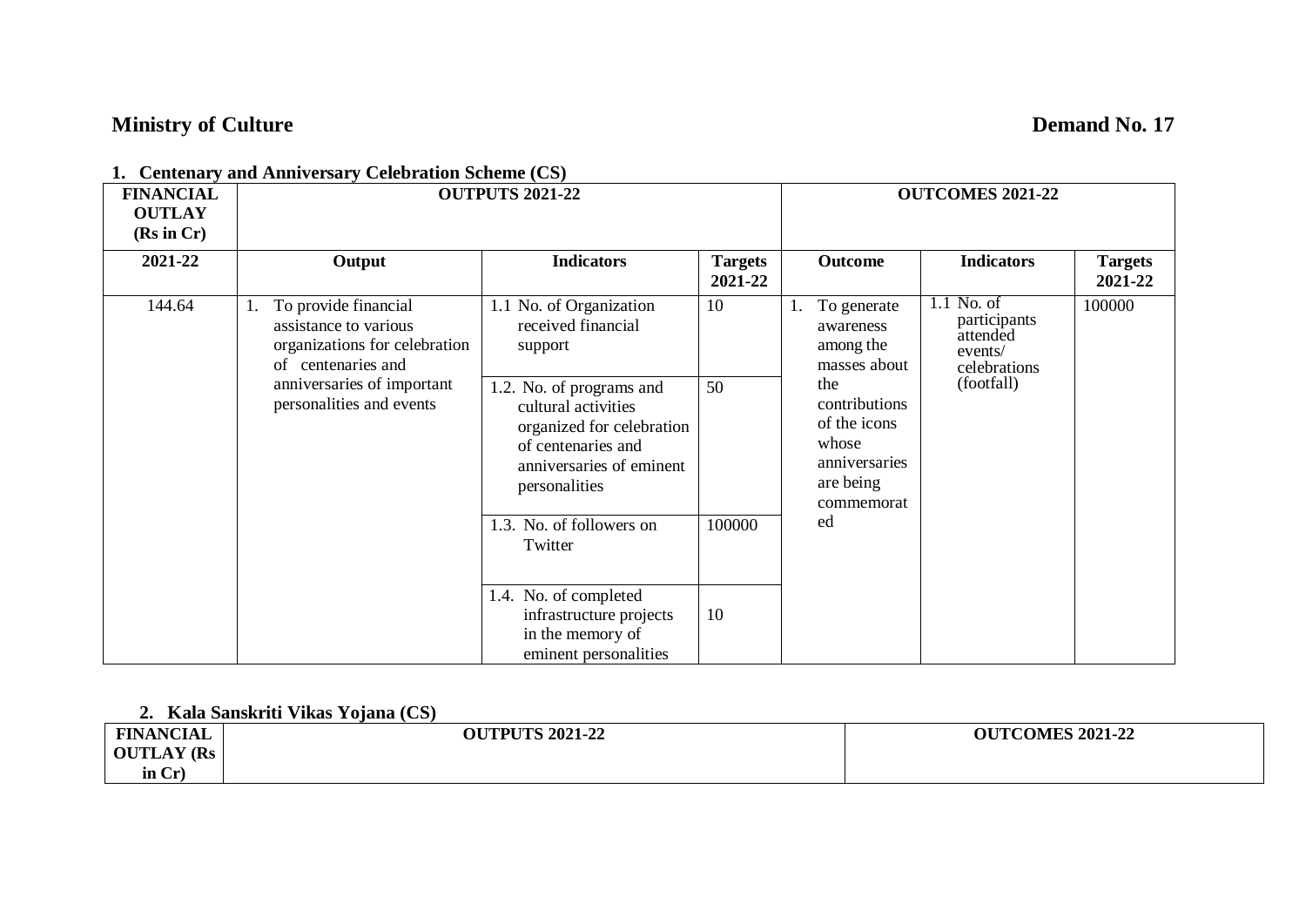**Ministry of Culture** **Demand No. 17**

**1. Centenary and Anniversary Celebration Scheme (CS)**

| FINANCIAL OUTLAY (Rs in Cr) | OUTPUTS 2021-22 | | | OUTCOMES 2021-22 | | |
|---|---|---|---|---|---|---|
| **2021-22** | **Output** | **Indicators** | **Targets 2021-22** | **Outcome** | **Indicators** | **Targets 2021-22** |
| 144.64 | 1. To provide financial assistance to various organizations for celebration of centenaries and anniversaries of important personalities and events | 1.1 No. of Organization received financial support | 10 | 1. To generate awareness among the masses about the contributions of the icons whose anniversaries are being commemorated | 1.1 No. of participants attended events/ celebrations (footfall) | 100000 |
| | | 1.2. No. of programs and cultural activities organized for celebration of centenaries and anniversaries of eminent personalities | 50 | | | |
| | | 1.3. No. of followers on Twitter | 100000 | | | |
| | | 1.4. No. of completed infrastructure projects in the memory of eminent personalities | 10 | | | |

**2. Kala Sanskriti Vikas Yojana (CS)**

| FINANCIAL OUTLAY (Rs in Cr) | OUTPUTS 2021-22 | OUTCOMES 2021-22 |
|---|---|---|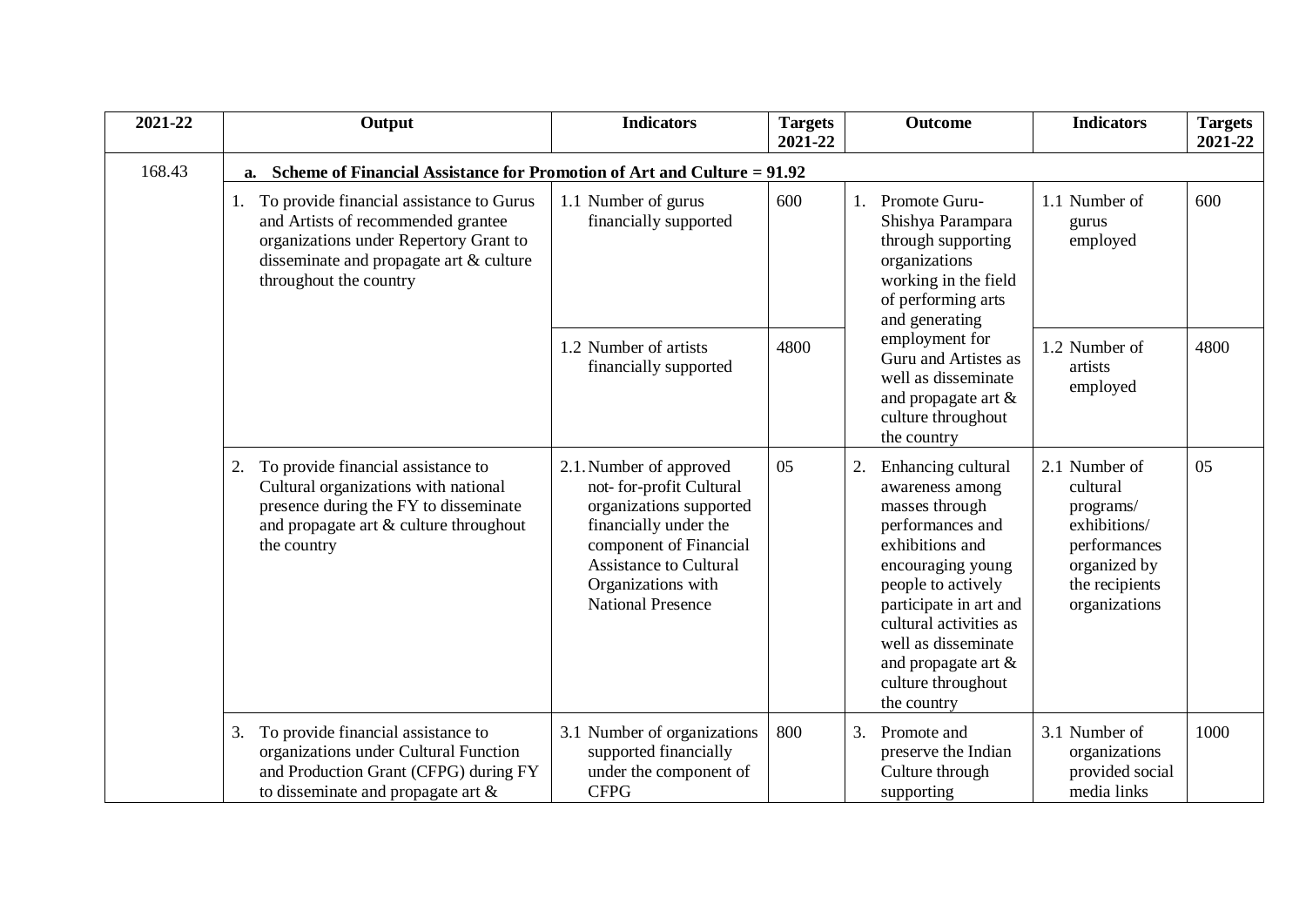| 2021-22 | Output | Indicators | Targets 2021-22 | Outcome | Indicators | Targets 2021-22 |
|---|---|---|---|---|---|---|
| 168.43 | **a. Scheme of Financial Assistance for Promotion of Art and Culture = 91.92** | | | | | |
| | 1. To provide financial assistance to Gurus and Artists of recommended grantee organizations under Repertory Grant to disseminate and propagate art & culture throughout the country | 1.1 Number of gurus financially supported | 600 | 1. Promote Guru-Shishya Parampara through supporting organizations working in the field of performing arts and generating employment for Guru and Artistes as well as disseminate and propagate art & culture throughout the country | 1.1 Number of gurus employed | 600 |
| | | 1.2 Number of artists financially supported | 4800 | | 1.2 Number of artists employed | 4800 |
| | 2. To provide financial assistance to Cultural organizations with national presence during the FY to disseminate and propagate art & culture throughout the country | 2.1. Number of approved not- for-profit Cultural organizations supported financially under the component of Financial Assistance to Cultural Organizations with National Presence | 05 | 2. Enhancing cultural awareness among masses through performances and exhibitions and encouraging young people to actively participate in art and cultural activities as well as disseminate and propagate art & culture throughout the country | 2.1 Number of cultural programs/ exhibitions/ performances organized by the recipients organizations | 05 |
| | 3. To provide financial assistance to organizations under Cultural Function and Production Grant (CFPG) during FY to disseminate and propagate art & | 3.1 Number of organizations supported financially under the component of CFPG | 800 | 3. Promote and preserve the Indian Culture through supporting | 3.1 Number of organizations provided social media links | 1000 |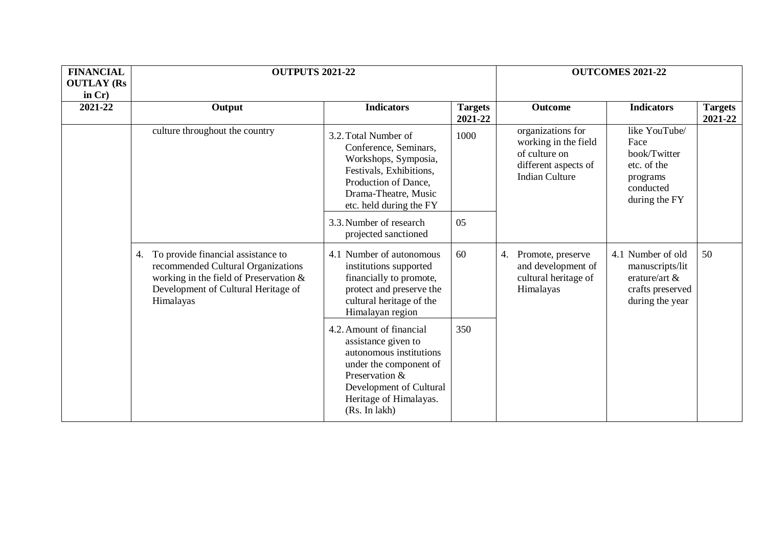| FINANCIAL OUTLAY (Rs in Cr) | OUTPUTS 2021-22 | | | OUTCOMES 2021-22 | | |
|---|---|---|---|---|---|---|
| 2021-22 | Output | Indicators | Targets 2021-22 | Outcome | Indicators | Targets 2021-22 |
| | culture throughout the country | 3.2. Total Number of Conference, Seminars, Workshops, Symposia, Festivals, Exhibitions, Production of Dance, Drama-Theatre, Music etc. held during the FY | 1000 | organizations for working in the field of culture on different aspects of Indian Culture | like YouTube/ Face book/Twitter etc. of the programs conducted during the FY | |
| | | 3.3. Number of research projected sanctioned | 05 | | | |
| | 4. To provide financial assistance to recommended Cultural Organizations working in the field of Preservation & Development of Cultural Heritage of Himalayas | 4.1 Number of autonomous institutions supported financially to promote, protect and preserve the cultural heritage of the Himalayan region | 60 | 4. Promote, preserve and development of cultural heritage of Himalayas | 4.1 Number of old manuscripts/literature/art & crafts preserved during the year | 50 |
| | | 4.2. Amount of financial assistance given to autonomous institutions under the component of Preservation & Development of Cultural Heritage of Himalayas. (Rs. In lakh) | 350 | | | |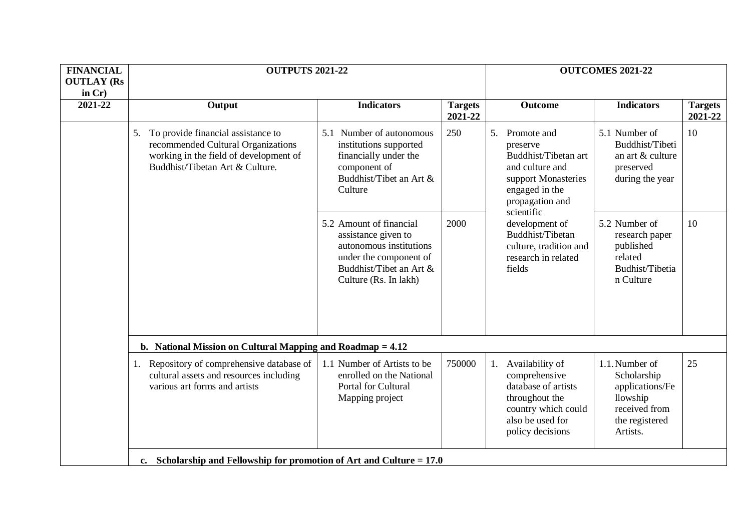| FINANCIAL OUTLAY (Rs in Cr) | OUTPUTS 2021-22 | | | OUTCOMES 2021-22 | | |
|---|---|---|---|---|---|---|
| 2021-22 | Output | Indicators | Targets 2021-22 | Outcome | Indicators | Targets 2021-22 |
| | 5. To provide financial assistance to recommended Cultural Organizations working in the field of development of Buddhist/Tibetan Art & Culture. | 5.1 Number of autonomous institutions supported financially under the component of Buddhist/Tibet an Art & Culture | 250 | 5. Promote and preserve Buddhist/Tibetan art and culture and support Monasteries engaged in the propagation and scientific development of Buddhist/Tibetan culture, tradition and research in related fields | 5.1 Number of Buddhist/Tibetian art & culture preserved during the year | 10 |
| | | 5.2 Amount of financial assistance given to autonomous institutions under the component of Buddhist/Tibet an Art & Culture (Rs. In lakh) | 2000 | | 5.2 Number of research paper published related Budhist/Tibetian Culture | 10 |
| | **b. National Mission on Cultural Mapping and Roadmap = 4.12** | | | | | |
| | 1. Repository of comprehensive database of cultural assets and resources including various art forms and artists | 1.1 Number of Artists to be enrolled on the National Portal for Cultural Mapping project | 750000 | 1. Availability of comprehensive database of artists throughout the country which could also be used for policy decisions | 1.1. Number of Scholarship applications/Fellowship received from the registered Artists. | 25 |
| | **c. Scholarship and Fellowship for promotion of Art and Culture = 17.0** | | | | | |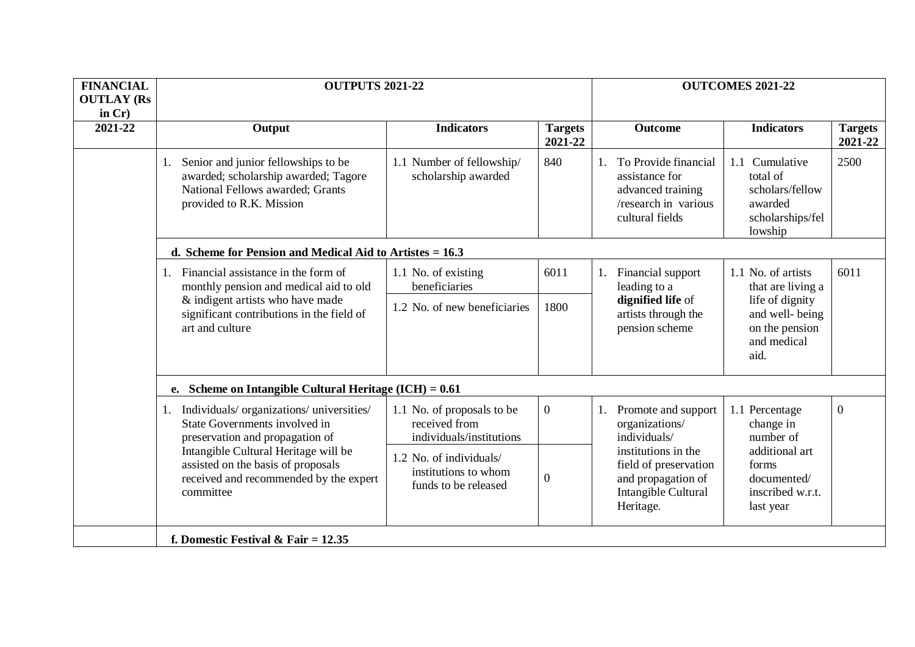| FINANCIAL OUTLAY (Rs in Cr) | OUTPUTS 2021-22 | | | OUTCOMES 2021-22 | | |
|---|---|---|---|---|---|---|
| 2021-22 | Output | Indicators | Targets 2021-22 | Outcome | Indicators | Targets 2021-22 |
| | 1. Senior and junior fellowships to be awarded; scholarship awarded; Tagore National Fellows awarded; Grants provided to R.K. Mission | 1.1 Number of fellowship/ scholarship awarded | 840 | 1. To Provide financial assistance for advanced training /research in various cultural fields | 1.1 Cumulative total of scholars/fellow awarded scholarships/fellowship | 2500 |
| | **d. Scheme for Pension and Medical Aid to Artistes = 16.3** | | | | | |
| | 1. Financial assistance in the form of monthly pension and medical aid to old & indigent artists who have made significant contributions in the field of art and culture | 1.1 No. of existing beneficiaries | 6011 | 1. Financial support leading to a **dignified life** of artists through the pension scheme | 1.1 No. of artists that are living a life of dignity and well- being on the pension and medical aid. | 6011 |
| | | 1.2 No. of new beneficiaries | 1800 | | | |
| | **e. Scheme on Intangible Cultural Heritage (ICH) = 0.61** | | | | | |
| | 1. Individuals/ organizations/ universities/ State Governments involved in preservation and propagation of Intangible Cultural Heritage will be assisted on the basis of proposals received and recommended by the expert committee | 1.1 No. of proposals to be received from individuals/institutions | 0 | 1. Promote and support organizations/ individuals/ institutions in the field of preservation and propagation of Intangible Cultural Heritage. | 1.1 Percentage change in number of additional art forms documented/ inscribed w.r.t. last year | 0 |
| | | 1.2 No. of individuals/ institutions to whom funds to be released | 0 | | | |
| | **f. Domestic Festival & Fair = 12.35** | | | | | |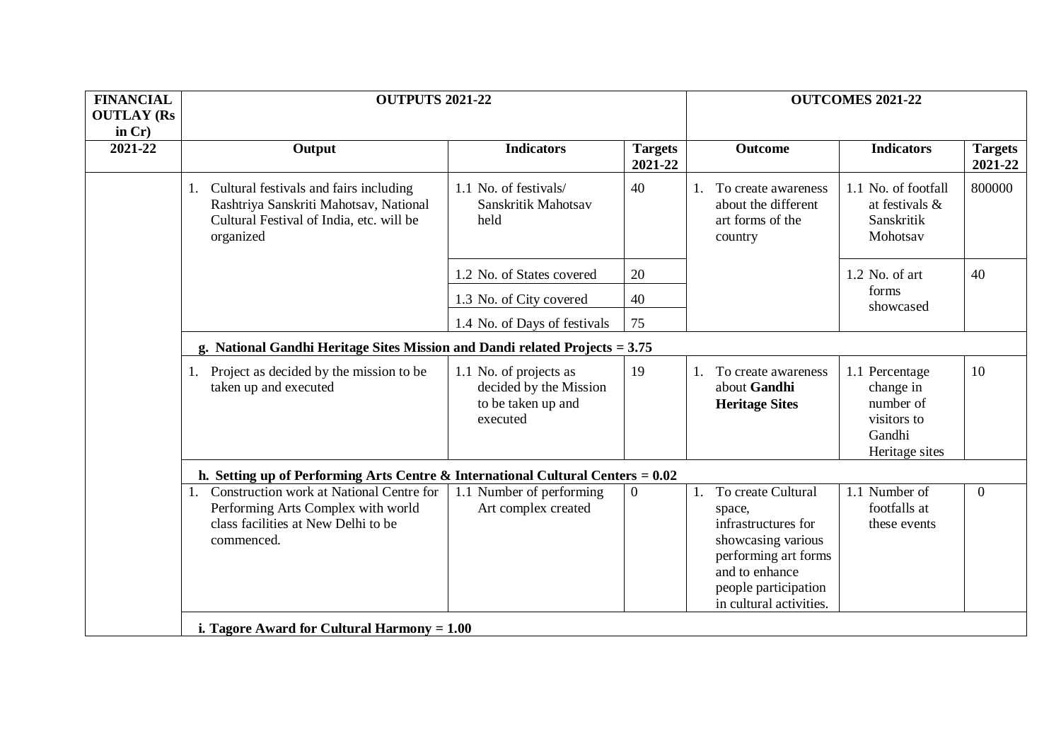| FINANCIAL OUTLAY (Rs in Cr) | OUTPUTS 2021-22 | | | OUTCOMES 2021-22 | | |
|---|---|---|---|---|---|---|
| 2021-22 | Output | Indicators | Targets 2021-22 | Outcome | Indicators | Targets 2021-22 |
| | 1. Cultural festivals and fairs including Rashtriya Sanskriti Mahotsav, National Cultural Festival of India, etc. will be organized | 1.1 No. of festivals/ Sanskritik Mahotsav held | 40 | 1. To create awareness about the different art forms of the country | 1.1 No. of footfall at festivals & Sanskritik Mohotsav | 800000 |
| | | 1.2 No. of States covered | 20 | | 1.2 No. of art forms showcased | 40 |
| | | 1.3 No. of City covered | 40 | | | |
| | | 1.4 No. of Days of festivals | 75 | | | |
| | **g. National Gandhi Heritage Sites Mission and Dandi related Projects = 3.75** | | | | | |
| | 1. Project as decided by the mission to be taken up and executed | 1.1 No. of projects as decided by the Mission to be taken up and executed | 19 | 1. To create awareness about **Gandhi Heritage Sites** | 1.1 Percentage change in number of visitors to Gandhi Heritage sites | 10 |
| | **h. Setting up of Performing Arts Centre & International Cultural Centers = 0.02** | | | | | |
| | 1. Construction work at National Centre for Performing Arts Complex with world class facilities at New Delhi to be commenced. | 1.1 Number of performing Art complex created | 0 | 1. To create Cultural space, infrastructures for showcasing various performing art forms and to enhance people participation in cultural activities. | 1.1 Number of footfalls at these events | 0 |
| | **i. Tagore Award for Cultural Harmony = 1.00** | | | | | |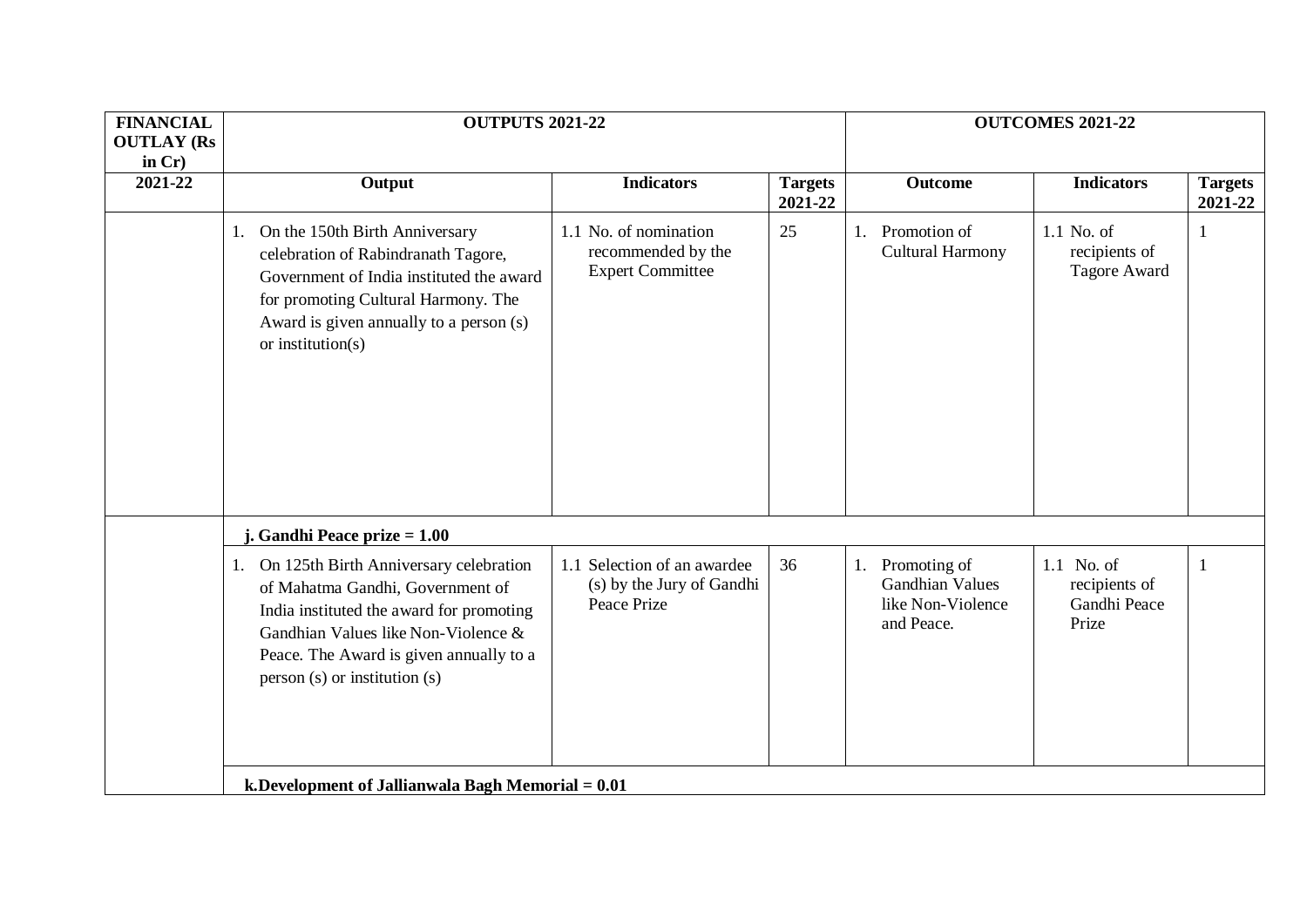| FINANCIAL OUTLAY (Rs in Cr) | OUTPUTS 2021-22 | | | OUTCOMES 2021-22 | | |
|---|---|---|---|---|---|---|
| 2021-22 | Output | Indicators | Targets 2021-22 | Outcome | Indicators | Targets 2021-22 |
| | 1. On the 150th Birth Anniversary celebration of Rabindranath Tagore, Government of India instituted the award for promoting Cultural Harmony. The Award is given annually to a person (s) or institution(s) | 1.1 No. of nomination recommended by the Expert Committee | 25 | 1. Promotion of Cultural Harmony | 1.1 No. of recipients of Tagore Award | 1 |
| | **j. Gandhi Peace prize = 1.00** | | | | | |
| | 1. On 125th Birth Anniversary celebration of Mahatma Gandhi, Government of India instituted the award for promoting Gandhian Values like Non-Violence & Peace. The Award is given annually to a person (s) or institution (s) | 1.1 Selection of an awardee (s) by the Jury of Gandhi Peace Prize | 36 | 1. Promoting of Gandhian Values like Non-Violence and Peace. | 1.1 No. of recipients of Gandhi Peace Prize | 1 |
| | **k.Development of Jallianwala Bagh Memorial = 0.01** | | | | | |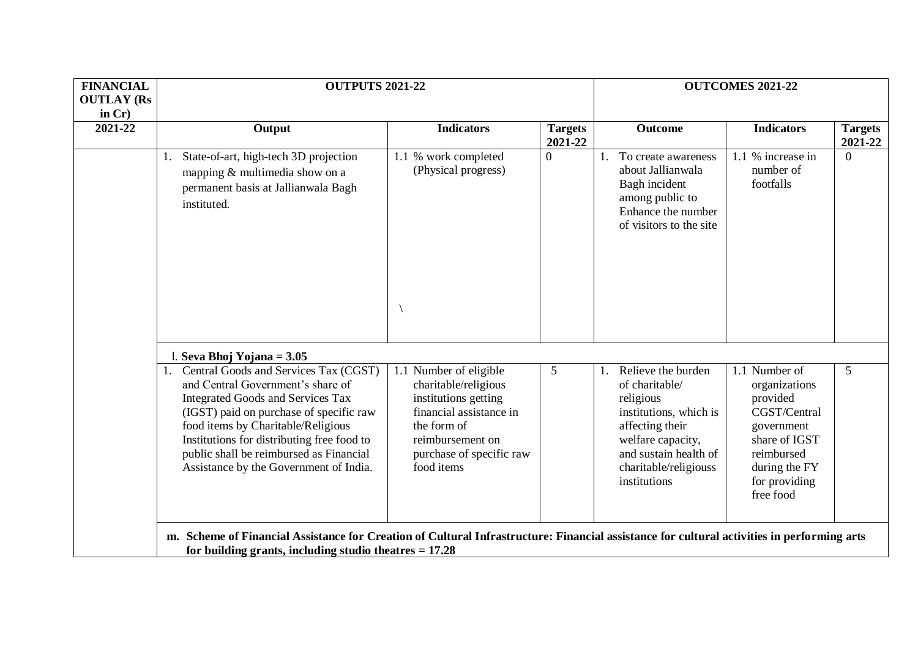| FINANCIAL OUTLAY (Rs in Cr) | OUTPUTS 2021-22 | | | OUTCOMES 2021-22 | | |
|---|---|---|---|---|---|---|
| 2021-22 | Output | Indicators | Targets 2021-22 | Outcome | Indicators | Targets 2021-22 |
| | 1. State-of-art, high-tech 3D projection mapping & multimedia show on a permanent basis at Jallianwala Bagh instituted. | 1.1 % work completed (Physical progress) \ | 0 | 1. To create awareness about Jallianwala Bagh incident among public to Enhance the number of visitors to the site | 1.1 % increase in number of footfalls | 0 |
| | l. **Seva Bhoj Yojana = 3.05** | | | | | |
| | 1. Central Goods and Services Tax (CGST) and Central Government's share of Integrated Goods and Services Tax (IGST) paid on purchase of specific raw food items by Charitable/Religious Institutions for distributing free food to public shall be reimbursed as Financial Assistance by the Government of India. | 1.1 Number of eligible charitable/religious institutions getting financial assistance in the form of reimbursement on purchase of specific raw food items | 5 | 1. Relieve the burden of charitable/ religious institutions, which is affecting their welfare capacity, and sustain health of charitable/religiouss institutions | 1.1 Number of organizations provided CGST/Central government share of IGST reimbursed during the FY for providing free food | 5 |
| | **m. Scheme of Financial Assistance for Creation of Cultural Infrastructure: Financial assistance for cultural activities in performing arts for building grants, including studio theatres = 17.28** | | | | | |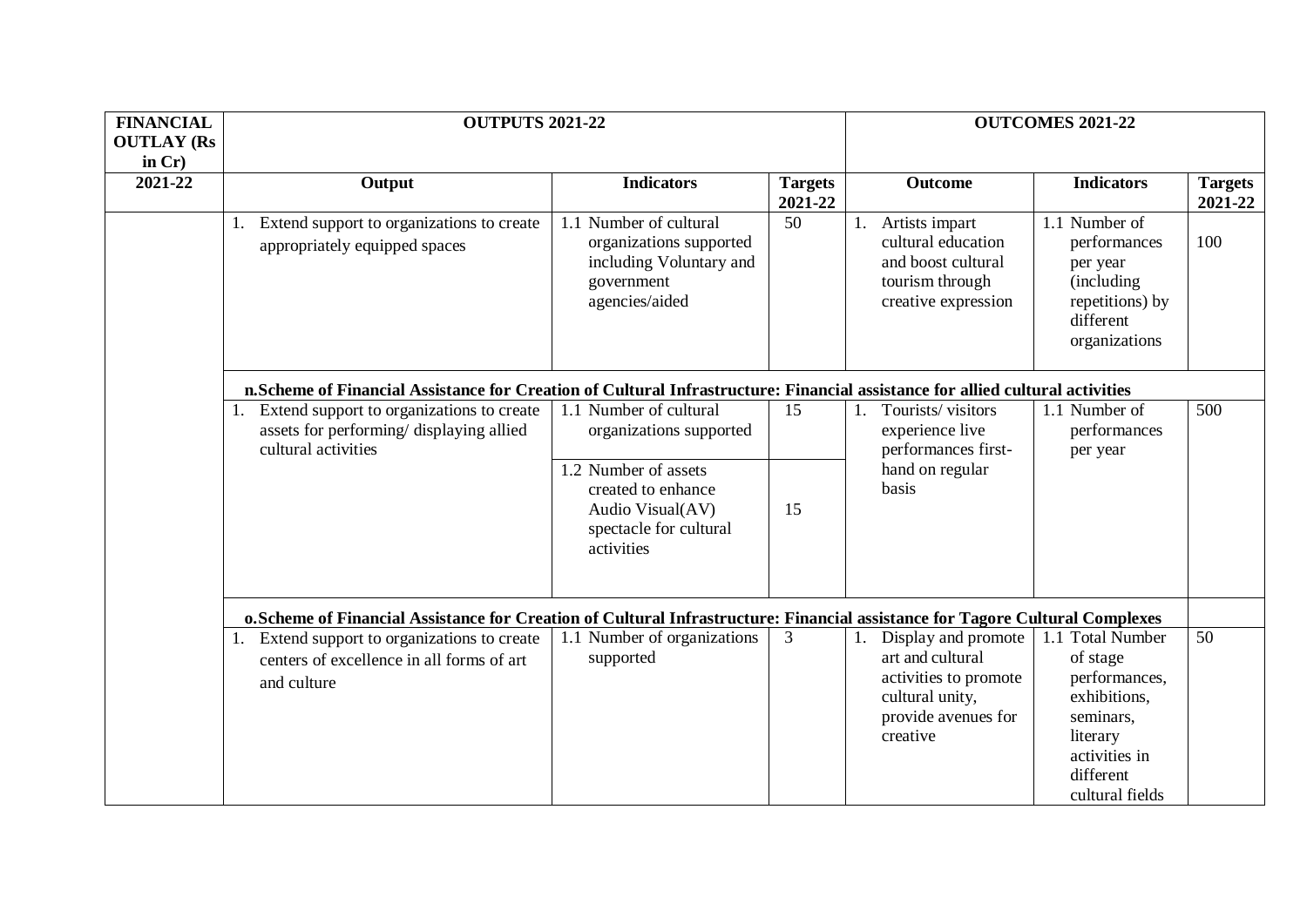| FINANCIAL OUTLAY (Rs in Cr) | OUTPUTS 2021-22 | | | OUTCOMES 2021-22 | | |
|---|---|---|---|---|---|---|
| 2021-22 | Output | Indicators | Targets 2021-22 | Outcome | Indicators | Targets 2021-22 |
| | 1. Extend support to organizations to create appropriately equipped spaces | 1.1 Number of cultural organizations supported including Voluntary and government agencies/aided | 50 | 1. Artists impart cultural education and boost cultural tourism through creative expression | 1.1 Number of performances per year (including repetitions) by different organizations | 100 |
| | **n. Scheme of Financial Assistance for Creation of Cultural Infrastructure: Financial assistance for allied cultural activities** | | | | | |
| | 1. Extend support to organizations to create assets for performing/ displaying allied cultural activities | 1.1 Number of cultural organizations supported | 15 | 1. Tourists/ visitors experience live performances first-hand on regular basis | 1.1 Number of performances per year | 500 |
| | | 1.2 Number of assets created to enhance Audio Visual(AV) spectacle for cultural activities | 15 | | | |
| | **o. Scheme of Financial Assistance for Creation of Cultural Infrastructure: Financial assistance for Tagore Cultural Complexes** | | | | | |
| | 1. Extend support to organizations to create centers of excellence in all forms of art and culture | 1.1 Number of organizations supported | 3 | 1. Display and promote art and cultural activities to promote cultural unity, provide avenues for creative | 1.1 Total Number of stage performances, exhibitions, seminars, literary activities in different cultural fields | 50 |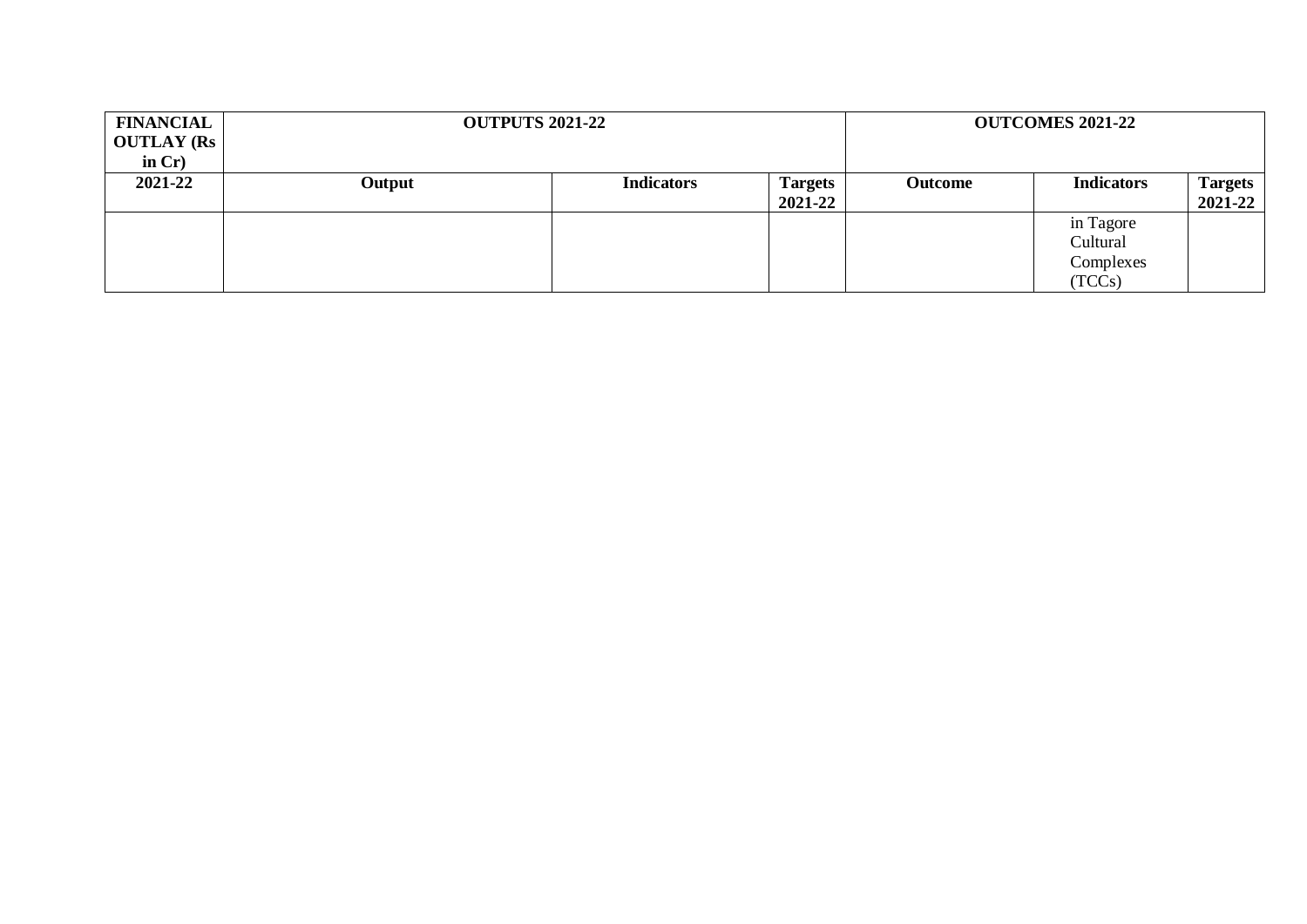| FINANCIAL OUTLAY (Rs in Cr) | OUTPUTS 2021-22 | | | OUTCOMES 2021-22 | | |
|---|---|---|---|---|---|---|
| 2021-22 | Output | Indicators | Targets 2021-22 | Outcome | Indicators | Targets 2021-22 |
| | | | | | in Tagore Cultural Complexes (TCCs) | |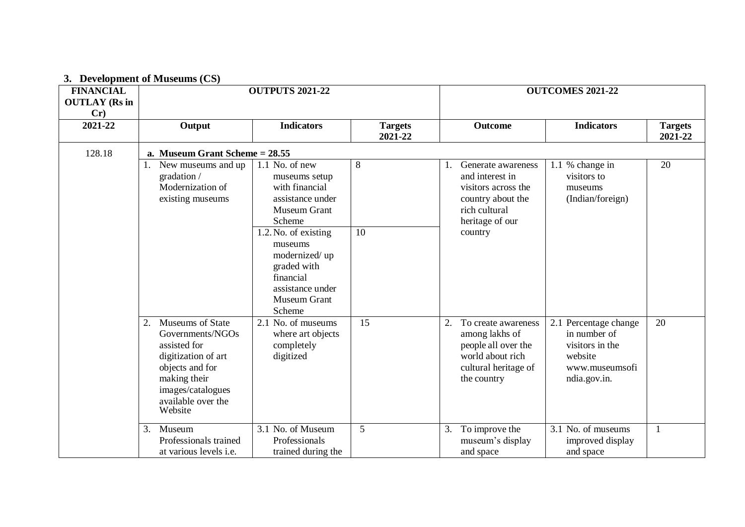### 3. Development of Museums (CS)

| FINANCIAL OUTLAY (Rs in Cr) | OUTPUTS 2021-22 | | | OUTCOMES 2021-22 | | |
|---|---|---|---|---|---|---|
| 2021-22 | Output | Indicators | Targets 2021-22 | Outcome | Indicators | Targets 2021-22 |
| 128.18 | **a. Museum Grant Scheme = 28.55** | | | | | |
| | 1. New museums and up gradation / Modernization of existing museums | 1.1 No. of new museums setup with financial assistance under Museum Grant Scheme | 8 | 1. Generate awareness and interest in visitors across the country about the rich cultural heritage of our country | 1.1 % change in visitors to museums (Indian/foreign) | 20 |
| | | 1.2. No. of existing museums modernized/ up graded with financial assistance under Museum Grant Scheme | 10 | | | |
| | 2. Museums of State Governments/NGOs assisted for digitization of art objects and for making their images/catalogues available over the Website | 2.1 No. of museums where art objects completely digitized | 15 | 2. To create awareness among lakhs of people all over the world about rich cultural heritage of the country | 2.1 Percentage change in number of visitors in the website www.museumsofindia.gov.in. | 20 |
| | 3. Museum Professionals trained at various levels i.e. | 3.1 No. of Museum Professionals trained during the | 5 | 3. To improve the museum's display and space | 3.1 No. of museums improved display and space | 1 |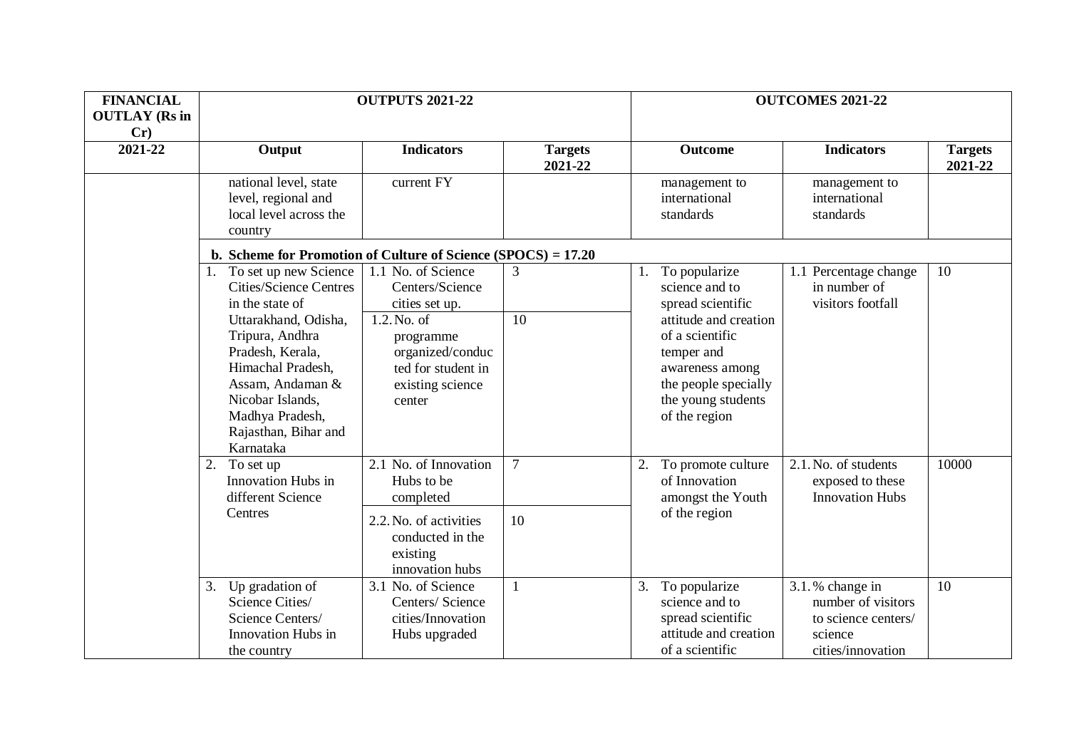| FINANCIAL OUTLAY (Rs in Cr) | OUTPUTS 2021-22 | | | OUTCOMES 2021-22 | | |
|---|---|---|---|---|---|---|
| 2021-22 | Output | Indicators | Targets 2021-22 | Outcome | Indicators | Targets 2021-22 |
| | national level, state level, regional and local level across the country | current FY | | management to international standards | management to international standards | |
| | **b. Scheme for Promotion of Culture of Science (SPOCS) = 17.20** | | | | | |
| | 1. To set up new Science Cities/Science Centres in the state of Uttarakhand, Odisha, Tripura, Andhra Pradesh, Kerala, Himachal Pradesh, Assam, Andaman & Nicobar Islands, Madhya Pradesh, Rajasthan, Bihar and Karnataka | 1.1 No. of Science Centers/Science cities set up. | 3 | 1. To popularize science and to spread scientific attitude and creation of a scientific temper and awareness among the people specially the young students of the region | 1.1 Percentage change in number of visitors footfall | 10 |
| | | 1.2. No. of programme organized/conducted for student in existing science center | 10 | | | |
| | 2. To set up Innovation Hubs in different Science Centres | 2.1 No. of Innovation Hubs to be completed | 7 | 2. To promote culture of Innovation amongst the Youth of the region | 2.1. No. of students exposed to these Innovation Hubs | 10000 |
| | | 2.2. No. of activities conducted in the existing innovation hubs | 10 | | | |
| | 3. Up gradation of Science Cities/ Science Centers/ Innovation Hubs in the country | 3.1 No. of Science Centers/ Science cities/Innovation Hubs upgraded | 1 | 3. To popularize science and to spread scientific attitude and creation of a scientific | 3.1. % change in number of visitors to science centers/ science cities/innovation | 10 |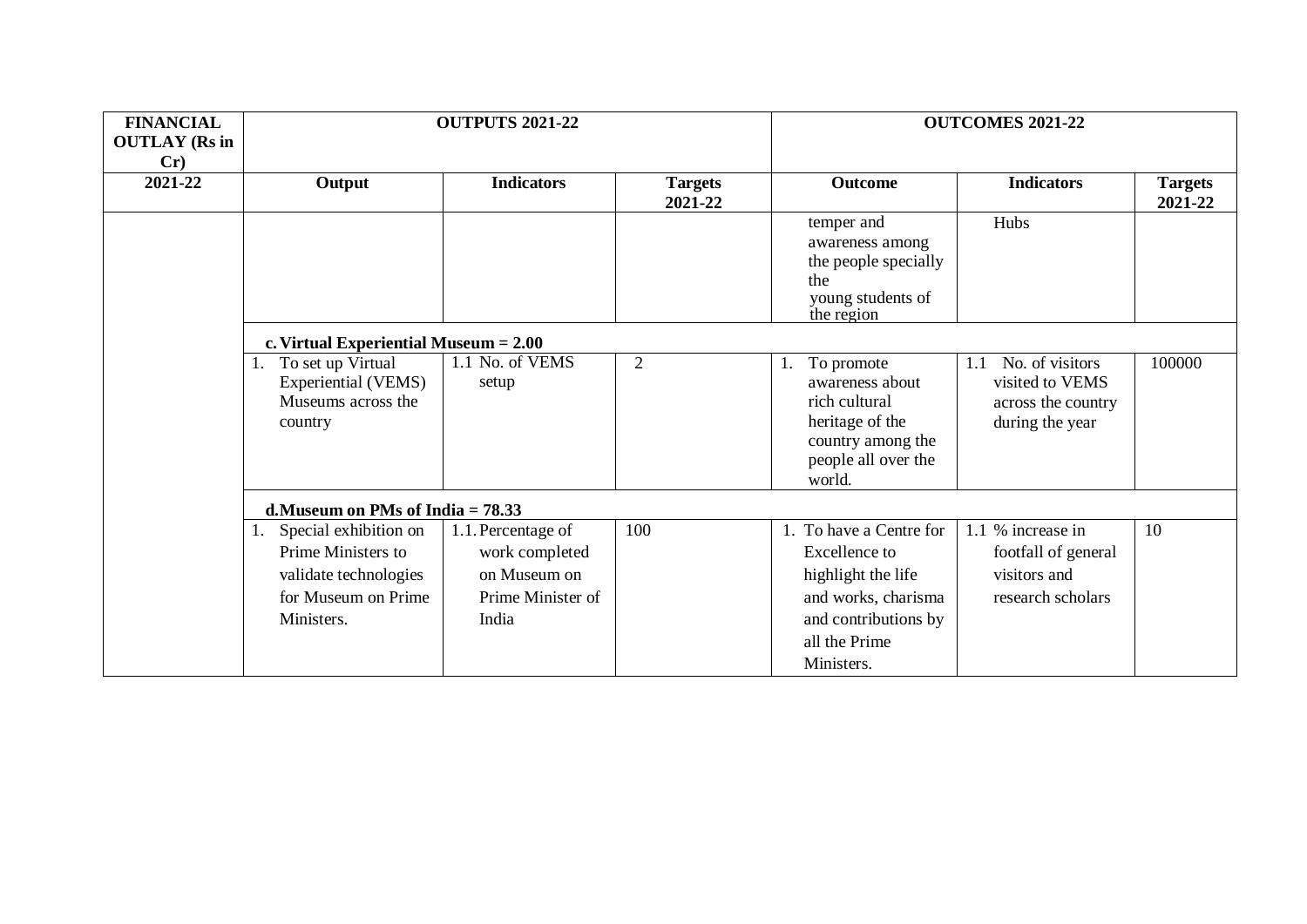| FINANCIAL OUTLAY (Rs in Cr) | OUTPUTS 2021-22 | | | OUTCOMES 2021-22 | | |
|---|---|---|---|---|---|---|
| 2021-22 | Output | Indicators | Targets 2021-22 | Outcome | Indicators | Targets 2021-22 |
| | | | | temper and awareness among the people specially the young students of the region | Hubs | |
| | **c. Virtual Experiential Museum = 2.00** | | | | | |
| | 1. To set up Virtual Experiential (VEMS) Museums across the country | 1.1 No. of VEMS setup | 2 | 1. To promote awareness about rich cultural heritage of the country among the people all over the world. | 1.1 No. of visitors visited to VEMS across the country during the year | 100000 |
| | **d.Museum on PMs of India = 78.33** | | | | | |
| | 1. Special exhibition on Prime Ministers to validate technologies for Museum on Prime Ministers. | 1.1. Percentage of work completed on Museum on Prime Minister of India | 100 | 1. To have a Centre for Excellence to highlight the life and works, charisma and contributions by all the Prime Ministers. | 1.1 % increase in footfall of general visitors and research scholars | 10 |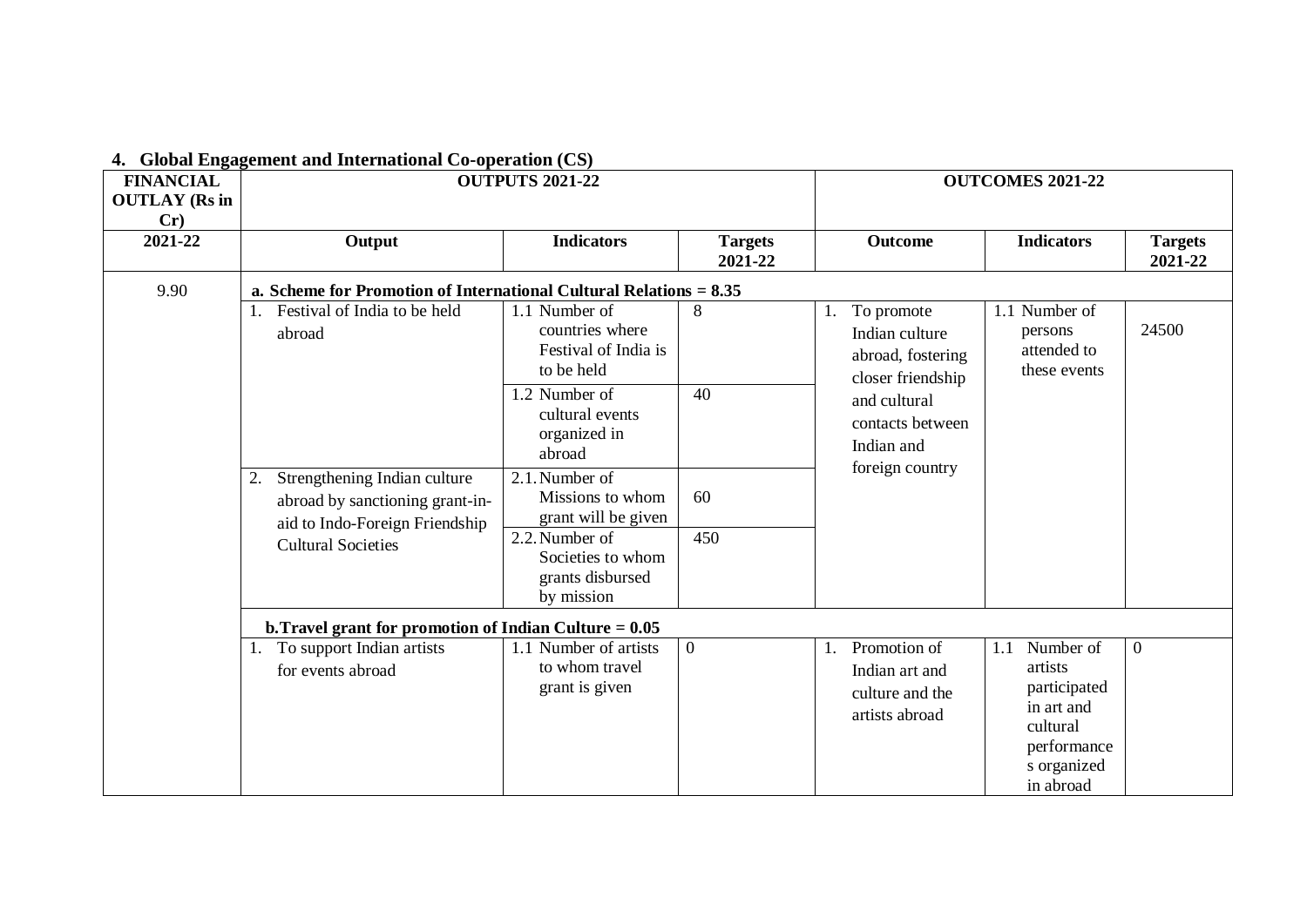## 4. Global Engagement and International Co-operation (CS)

| FINANCIAL OUTLAY (Rs in Cr) | OUTPUTS 2021-22 | | | OUTCOMES 2021-22 | | |
|---|---|---|---|---|---|---|
| 2021-22 | Output | Indicators | Targets 2021-22 | Outcome | Indicators | Targets 2021-22 |
| 9.90 | **a. Scheme for Promotion of International Cultural Relations = 8.35** | | | | | |
| | 1. Festival of India to be held abroad | 1.1 Number of countries where Festival of India is to be held | 8 | 1. To promote Indian culture abroad, fostering closer friendship and cultural contacts between Indian and foreign country | 1.1 Number of persons attended to these events | 24500 |
| | | 1.2 Number of cultural events organized in abroad | 40 | | | |
| | 2. Strengthening Indian culture abroad by sanctioning grant-in-aid to Indo-Foreign Friendship Cultural Societies | 2.1. Number of Missions to whom grant will be given | 60 | | | |
| | | 2.2. Number of Societies to whom grants disbursed by mission | 450 | | | |
| | **b. Travel grant for promotion of Indian Culture = 0.05** | | | | | |
| | 1. To support Indian artists for events abroad | 1.1 Number of artists to whom travel grant is given | 0 | 1. Promotion of Indian art and culture and the artists abroad | 1.1 Number of artists participated in art and cultural performances organized in abroad | 0 |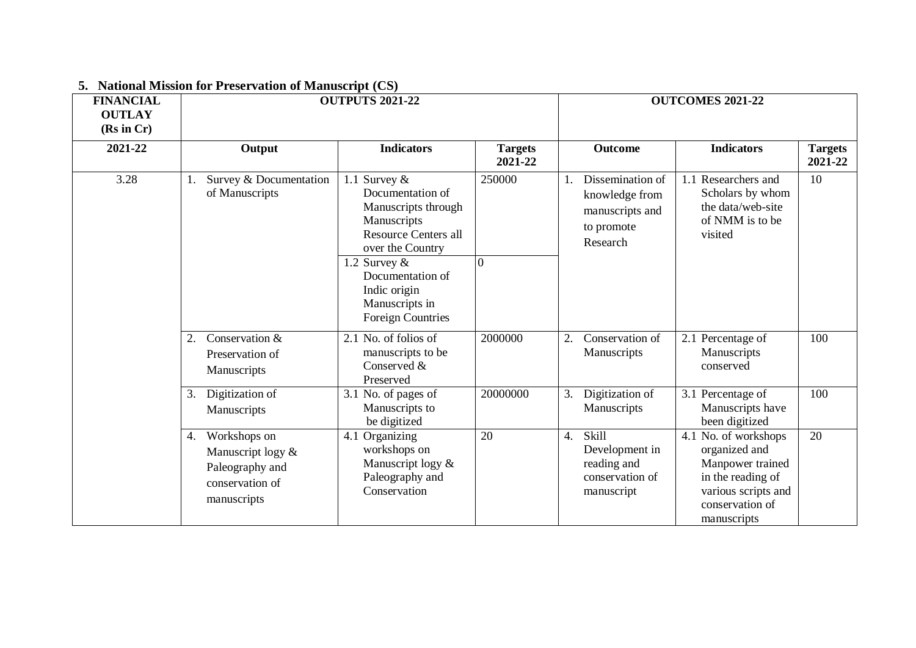### 5. National Mission for Preservation of Manuscript (CS)

| FINANCIAL OUTLAY (Rs in Cr) | OUTPUTS 2021-22 | | | OUTCOMES 2021-22 | | |
|---|---|---|---|---|---|---|
| 2021-22 | Output | Indicators | Targets 2021-22 | Outcome | Indicators | Targets 2021-22 |
| 3.28 | 1. Survey & Documentation of Manuscripts | 1.1 Survey & Documentation of Manuscripts through Manuscripts Resource Centers all over the Country | 250000 | 1. Dissemination of knowledge from manuscripts and to promote Research | 1.1 Researchers and Scholars by whom the data/web-site of NMM is to be visited | 10 |
| | | 1.2 Survey & Documentation of Indic origin Manuscripts in Foreign Countries | 0 | | | |
| | 2. Conservation & Preservation of Manuscripts | 2.1 No. of folios of manuscripts to be Conserved & Preserved | 2000000 | 2. Conservation of Manuscripts | 2.1 Percentage of Manuscripts conserved | 100 |
| | 3. Digitization of Manuscripts | 3.1 No. of pages of Manuscripts to be digitized | 20000000 | 3. Digitization of Manuscripts | 3.1 Percentage of Manuscripts have been digitized | 100 |
| | 4. Workshops on Manuscript logy & Paleography and conservation of manuscripts | 4.1 Organizing workshops on Manuscript logy & Paleography and Conservation | 20 | 4. Skill Development in reading and conservation of manuscript | 4.1 No. of workshops organized and Manpower trained in the reading of various scripts and conservation of manuscripts | 20 |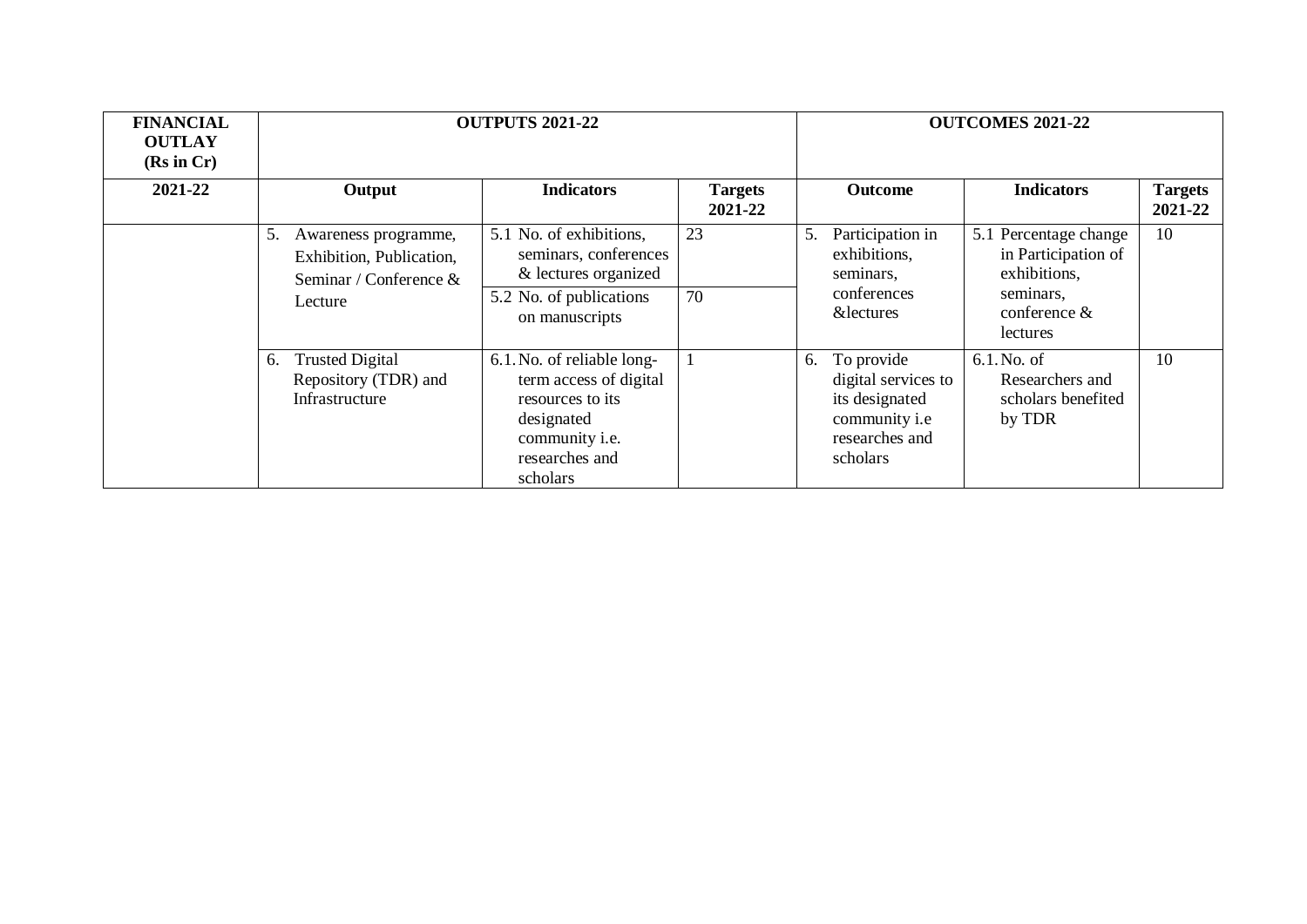| FINANCIAL OUTLAY (Rs in Cr) | OUTPUTS 2021-22 | | | OUTCOMES 2021-22 | | |
|---|---|---|---|---|---|---|
| 2021-22 | Output | Indicators | Targets 2021-22 | Outcome | Indicators | Targets 2021-22 |
| | 5. Awareness programme, Exhibition, Publication, Seminar / Conference & Lecture | 5.1 No. of exhibitions, seminars, conferences & lectures organized | 23 | 5. Participation in exhibitions, seminars, conferences &lectures | 5.1 Percentage change in Participation of exhibitions, seminars, conference & lectures | 10 |
| | | 5.2 No. of publications on manuscripts | 70 | | | |
| | 6. Trusted Digital Repository (TDR) and Infrastructure | 6.1. No. of reliable long-term access of digital resources to its designated community i.e. researches and scholars | 1 | 6. To provide digital services to its designated community i.e researches and scholars | 6.1. No. of Researchers and scholars benefited by TDR | 10 |